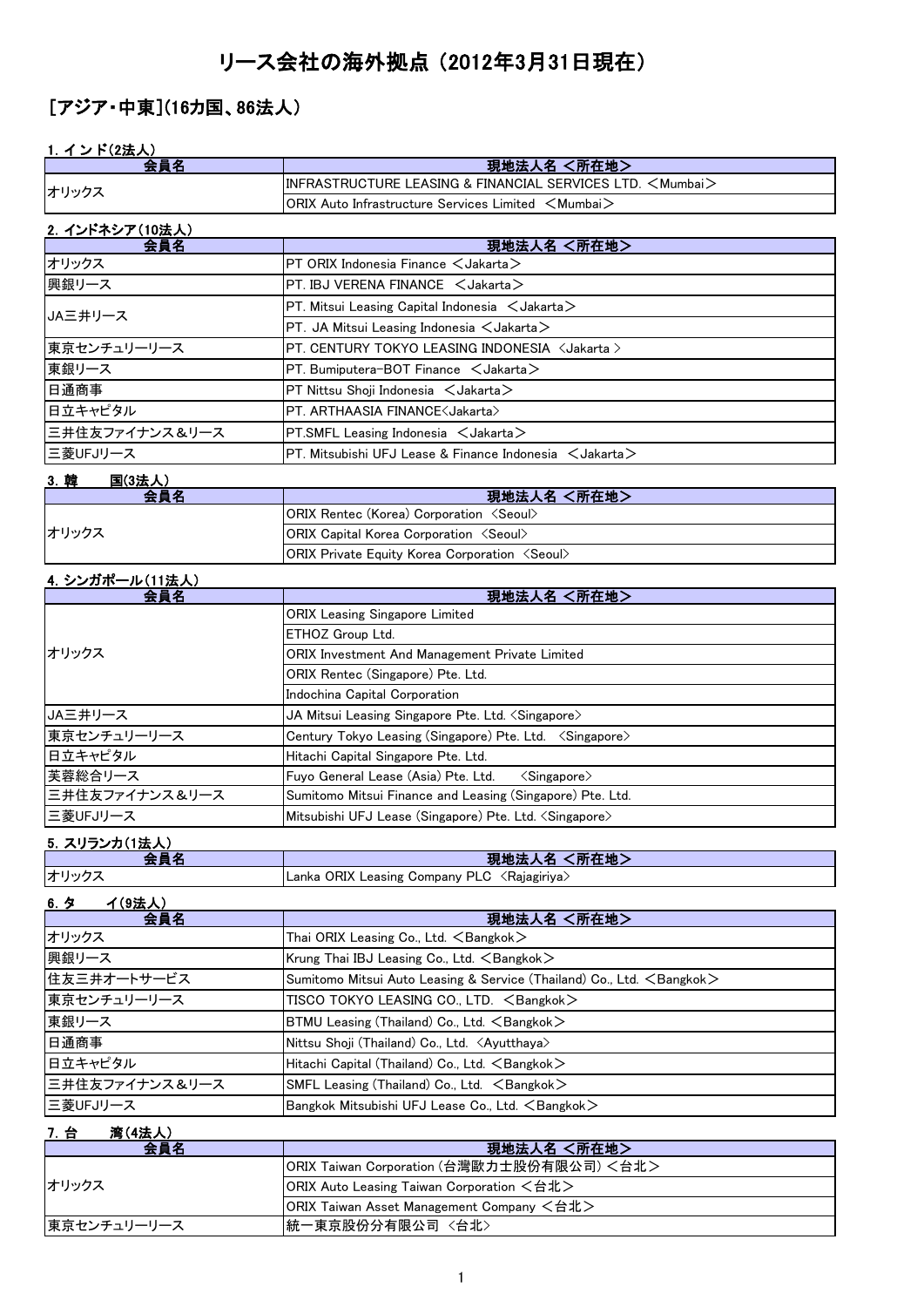# リース会社の海外拠点（2012年3月31日現在）

## ［アジア・中東］(16カ国、86法人）

### 1. インド(2法人)

| 会員名 | 現地法人名 ＜所在地＞ |
|---|---|
| オリックス | INFRASTRUCTURE LEASING & FINANCIAL SERVICES LTD. ＜Mumbai＞ |
| | ORIX Auto Infrastructure Services Limited ＜Mumbai＞ |

### 2. インドネシア(10法人)

| 会員名 | 現地法人名 ＜所在地＞ |
|---|---|
| オリックス | PT ORIX Indonesia Finance ＜Jakarta＞ |
| 興銀リース | PT. IBJ VERENA FINANCE ＜Jakarta＞ |
| JA三井リース | PT. Mitsui Leasing Capital Indonesia ＜Jakarta＞ |
| | PT. JA Mitsui Leasing Indonesia ＜Jakarta＞ |
| 東京センチュリーリース | PT. CENTURY TOKYO LEASING INDONESIA 〈Jakarta 〉 |
| 東銀リース | PT. Bumiputera-BOT Finance ＜Jakarta＞ |
| 日通商事 | PT Nittsu Shoji Indonesia ＜Jakarta＞ |
| 日立キャピタル | PT. ARTHAASIA FINANCE〈Jakarta〉 |
| 三井住友ファイナンス＆リース | PT.SMFL Leasing Indonesia ＜Jakarta＞ |
| 三菱UFJリース | PT. Mitsubishi UFJ Lease & Finance Indonesia ＜Jakarta＞ |

### 3. 韓　　国(3法人)

| 会員名 | 現地法人名 ＜所在地＞ |
|---|---|
| オリックス | ORIX Rentec (Korea) Corporation 〈Seoul〉 |
| | ORIX Capital Korea Corporation 〈Seoul〉 |
| | ORIX Private Equity Korea Corporation 〈Seoul〉 |

### 4. シンガポール(11法人)

| 会員名 | 現地法人名 ＜所在地＞ |
|---|---|
| オリックス | ORIX Leasing Singapore Limited |
| | ETHOZ Group Ltd. |
| | ORIX Investment And Management Private Limited |
| | ORIX Rentec (Singapore) Pte. Ltd. |
| | Indochina Capital Corporation |
| JA三井リース | JA Mitsui Leasing Singapore Pte. Ltd. 〈Singapore〉 |
| 東京センチュリーリース | Century Tokyo Leasing (Singapore) Pte. Ltd. 〈Singapore〉 |
| 日立キャピタル | Hitachi Capital Singapore Pte. Ltd. |
| 芙蓉総合リース | Fuyo General Lease (Asia) Pte. Ltd. 〈Singapore〉 |
| 三井住友ファイナンス＆リース | Sumitomo Mitsui Finance and Leasing (Singapore) Pte. Ltd. |
| 三菱UFJリース | Mitsubishi UFJ Lease (Singapore) Pte. Ltd. 〈Singapore〉 |

### 5. スリランカ(1法人)

| 会員名 | 現地法人名 ＜所在地＞ |
|---|---|
| オリックス | Lanka ORIX Leasing Company PLC 〈Rajagiriya〉 |

### 6. タ　　イ(9法人)

| 会員名 | 現地法人名 ＜所在地＞ |
|---|---|
| オリックス | Thai ORIX Leasing Co., Ltd. ＜Bangkok＞ |
| 興銀リース | Krung Thai IBJ Leasing Co., Ltd. ＜Bangkok＞ |
| 住友三井オートサービス | Sumitomo Mitsui Auto Leasing & Service (Thailand) Co., Ltd. ＜Bangkok＞ |
| 東京センチュリーリース | TISCO TOKYO LEASING CO., LTD. ＜Bangkok＞ |
| 東銀リース | BTMU Leasing (Thailand) Co., Ltd. ＜Bangkok＞ |
| 日通商事 | Nittsu Shoji (Thailand) Co., Ltd. 〈Ayutthaya〉 |
| 日立キャピタル | Hitachi Capital (Thailand) Co., Ltd. ＜Bangkok＞ |
| 三井住友ファイナンス＆リース | SMFL Leasing (Thailand) Co., Ltd. ＜Bangkok＞ |
| 三菱UFJリース | Bangkok Mitsubishi UFJ Lease Co., Ltd. ＜Bangkok＞ |

### 7. 台　　湾(4法人)

| 会員名 | 現地法人名 ＜所在地＞ |
|---|---|
| オリックス | ORIX Taiwan Corporation (台灣歐力士股份有限公司) ＜台北＞ |
| | ORIX Auto Leasing Taiwan Corporation ＜台北＞ |
| | ORIX Taiwan Asset Management Company ＜台北＞ |
| 東京センチュリーリース | 統一東京股份分有限公司 〈台北〉 |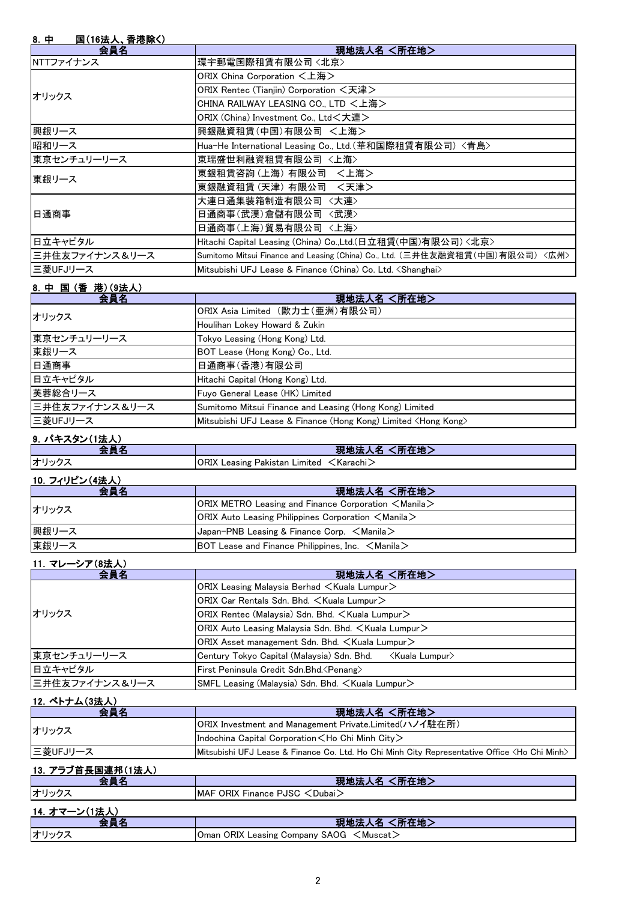## 8. 中　　国(16法人、香港除く)

| 会員名 | 現地法人名 <所在地> |
|---|---|
| NTTファイナンス | 環宇郵電国際租賃有限公司 <北京> |
| オリックス | ORIX China Corporation ＜上海＞ |
| | ORIX Rentec (Tianjin) Corporation ＜天津＞ |
| | CHINA RAILWAY LEASING CO., LTD ＜上海＞ |
| | ORIX (China) Investment Co., Ltd＜大連＞ |
| 興銀リース | 興銀融資租賃(中国)有限公司　＜上海＞ |
| 昭和リース | Hua-He International Leasing Co., Ltd.(華和国際租賃有限公司) <青島> |
| 東京センチュリーリース | 東瑞盛世利融資租賃有限公司 <上海> |
| 東銀リース | 東銀租賃咨詢(上海)有限公司　＜上海＞ |
| | 東銀融資租賃(天津)有限公司　＜天津＞ |
| 日通商事 | 大連日通集装箱制造有限公司 <大連> |
| | 日通商事(武漢)倉儲有限公司 <武漢> |
| | 日通商事(上海)貿易有限公司 <上海> |
| 日立キャピタル | Hitachi Capital Leasing (China) Co.,Ltd.(日立租賃(中国)有限公司) <北京> |
| 三井住友ファイナンス&リース | Sumitomo Mitsui Finance and Leasing (China) Co., Ltd. (三井住友融資租賃(中国)有限公司) <広州> |
| 三菱UFJリース | Mitsubishi UFJ Lease & Finance (China) Co. Ltd. <Shanghai> |

## 8. 中 国 (香 港) (9法人)

| 会員名 | 現地法人名 <所在地> |
|---|---|
| オリックス | ORIX Asia Limited (歐力士(亜洲)有限公司) |
| | Houlihan Lokey Howard & Zukin |
| 東京センチュリーリース | Tokyo Leasing (Hong Kong) Ltd. |
| 東銀リース | BOT Lease (Hong Kong) Co., Ltd. |
| 日通商事 | 日通商事(香港)有限公司 |
| 日立キャピタル | Hitachi Capital (Hong Kong) Ltd. |
| 芙蓉総合リース | Fuyo General Lease (HK) Limited |
| 三井住友ファイナンス&リース | Sumitomo Mitsui Finance and Leasing (Hong Kong) Limited |
| 三菱UFJリース | Mitsubishi UFJ Lease & Finance (Hong Kong) Limited <Hong Kong> |

## 9. パキスタン(1法人)

| 会員名 | 現地法人名 <所在地> |
|---|---|
| オリックス | ORIX Leasing Pakistan Limited ＜Karachi＞ |

## 10. フィリピン(4法人)

| 会員名 | 現地法人名 <所在地> |
|---|---|
| オリックス | ORIX METRO Leasing and Finance Corporation ＜Manila＞ |
| | ORIX Auto Leasing Philippines Corporation ＜Manila＞ |
| 興銀リース | Japan-PNB Leasing & Finance Corp. ＜Manila＞ |
| 東銀リース | BOT Lease and Finance Philippines, Inc. ＜Manila＞ |

## 11. マレーシア(8法人)

| 会員名 | 現地法人名 <所在地> |
|---|---|
| オリックス | ORIX Leasing Malaysia Berhad ＜Kuala Lumpur＞ |
| | ORIX Car Rentals Sdn. Bhd. ＜Kuala Lumpur＞ |
| | ORIX Rentec (Malaysia) Sdn. Bhd. ＜Kuala Lumpur＞ |
| | ORIX Auto Leasing Malaysia Sdn. Bhd. ＜Kuala Lumpur＞ |
| | ORIX Asset management Sdn. Bhd. ＜Kuala Lumpur＞ |
| 東京センチュリーリース | Century Tokyo Capital (Malaysia) Sdn. Bhd.　<Kuala Lumpur> |
| 日立キャピタル | First Peninsula Credit Sdn.Bhd.<Penang> |
| 三井住友ファイナンス&リース | SMFL Leasing (Malaysia) Sdn. Bhd. ＜Kuala Lumpur＞ |

## 12. ベトナム(3法人)

| 会員名 | 現地法人名 <所在地> |
|---|---|
| オリックス | ORIX Investment and Management Private.Limited(ハノイ駐在所) |
| | Indochina Capital Corporation＜Ho Chi Minh City＞ |
| 三菱UFJリース | Mitsubishi UFJ Lease & Finance Co. Ltd. Ho Chi Minh City Representative Office <Ho Chi Minh> |

## 13. アラブ首長国連邦(1法人)

| 会員名 | 現地法人名 <所在地> |
|---|---|
| オリックス | MAF ORIX Finance PJSC ＜Dubai＞ |

## 14. オマーン(1法人)

| 会員名 | 現地法人名 <所在地> |
|---|---|
| オリックス | Oman ORIX Leasing Company SAOG ＜Muscat＞ |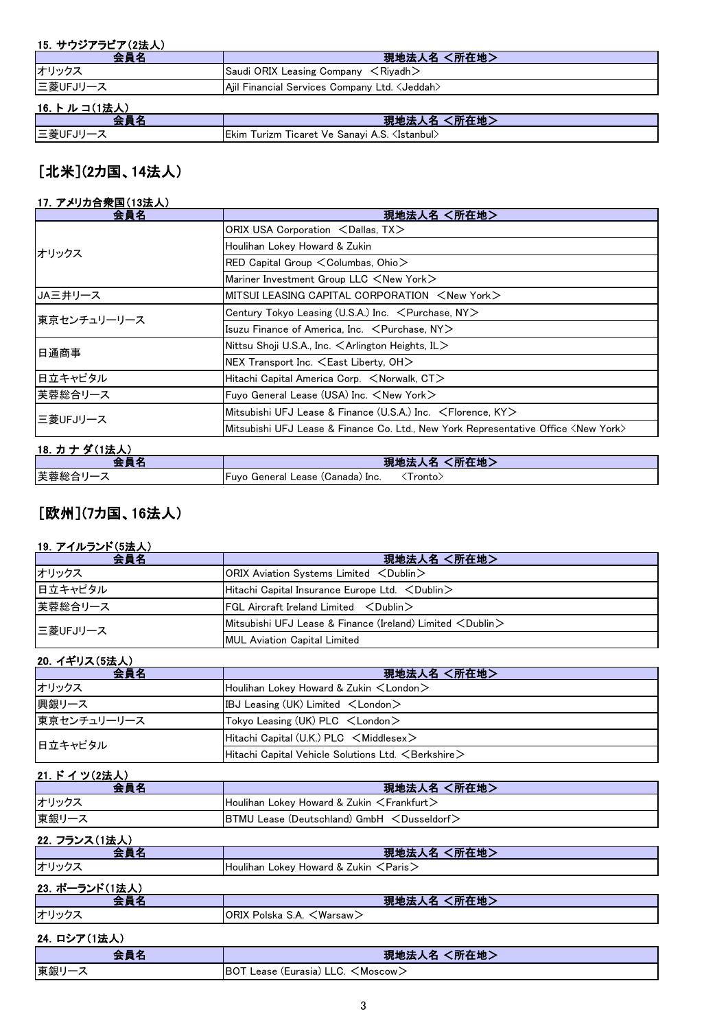#### 15. サウジアラビア(2法人)

| 会員名 | 現地法人名 <所在地> |
| --- | --- |
| オリックス | Saudi ORIX Leasing Company <Riyadh> |
| 三菱UFJリース | Ajil Financial Services Company Ltd. <Jeddah> |

#### 16. トルコ(1法人)

| 会員名 | 現地法人名 <所在地> |
| --- | --- |
| 三菱UFJリース | Ekim Turizm Ticaret Ve Sanayi A.S. <Istanbul> |

## [北米](2カ国、14法人)

#### 17. アメリカ合衆国(13法人)

| 会員名 | 現地法人名 <所在地> |
| --- | --- |
| オリックス | ORIX USA Corporation <Dallas, TX> |
| | Houlihan Lokey Howard & Zukin |
| | RED Capital Group <Columbas, Ohio> |
| | Mariner Investment Group LLC <New York> |
| JA三井リース | MITSUI LEASING CAPITAL CORPORATION <New York> |
| 東京センチュリーリース | Century Tokyo Leasing (U.S.A.) Inc. <Purchase, NY> |
| | Isuzu Finance of America, Inc. <Purchase, NY> |
| 日通商事 | Nittsu Shoji U.S.A., Inc. <Arlington Heights, IL> |
| | NEX Transport Inc. <East Liberty, OH> |
| 日立キャピタル | Hitachi Capital America Corp. <Norwalk, CT> |
| 芙蓉総合リース | Fuyo General Lease (USA) Inc. <New York> |
| 三菱UFJリース | Mitsubishi UFJ Lease & Finance (U.S.A.) Inc. <Florence, KY> |
| | Mitsubishi UFJ Lease & Finance Co. Ltd., New York Representative Office <New York> |

#### 18. カナダ(1法人)

| 会員名 | 現地法人名 <所在地> |
| --- | --- |
| 芙蓉総合リース | Fuyo General Lease (Canada) Inc. <Tronto> |

## [欧州](7カ国、16法人)

#### 19. アイルランド(5法人)

| 会員名 | 現地法人名 <所在地> |
| --- | --- |
| オリックス | ORIX Aviation Systems Limited <Dublin> |
| 日立キャピタル | Hitachi Capital Insurance Europe Ltd. <Dublin> |
| 芙蓉総合リース | FGL Aircraft Ireland Limited <Dublin> |
| 三菱UFJリース | Mitsubishi UFJ Lease & Finance (Ireland) Limited <Dublin> |
| | MUL Aviation Capital Limited |

#### 20. イギリス(5法人)

| 会員名 | 現地法人名 <所在地> |
| --- | --- |
| オリックス | Houlihan Lokey Howard & Zukin <London> |
| 興銀リース | IBJ Leasing (UK) Limited <London> |
| 東京センチュリーリース | Tokyo Leasing (UK) PLC <London> |
| 日立キャピタル | Hitachi Capital (U.K.) PLC <Middlesex> |
| | Hitachi Capital Vehicle Solutions Ltd. <Berkshire> |

#### 21. ドイツ(2法人)

| 会員名 | 現地法人名 <所在地> |
| --- | --- |
| オリックス | Houlihan Lokey Howard & Zukin <Frankfurt> |
| 東銀リース | BTMU Lease (Deutschland) GmbH <Dusseldorf> |

#### 22. フランス(1法人)

| 会員名 | 現地法人名 <所在地> |
| --- | --- |
| オリックス | Houlihan Lokey Howard & Zukin <Paris> |

#### 23. ポーランド(1法人)

| 会員名 | 現地法人名 <所在地> |
| --- | --- |
| オリックス | ORIX Polska S.A. <Warsaw> |

#### 24. ロシア(1法人)

| 会員名 | 現地法人名 <所在地> |
| --- | --- |
| 東銀リース | BOT Lease (Eurasia) LLC. <Moscow> |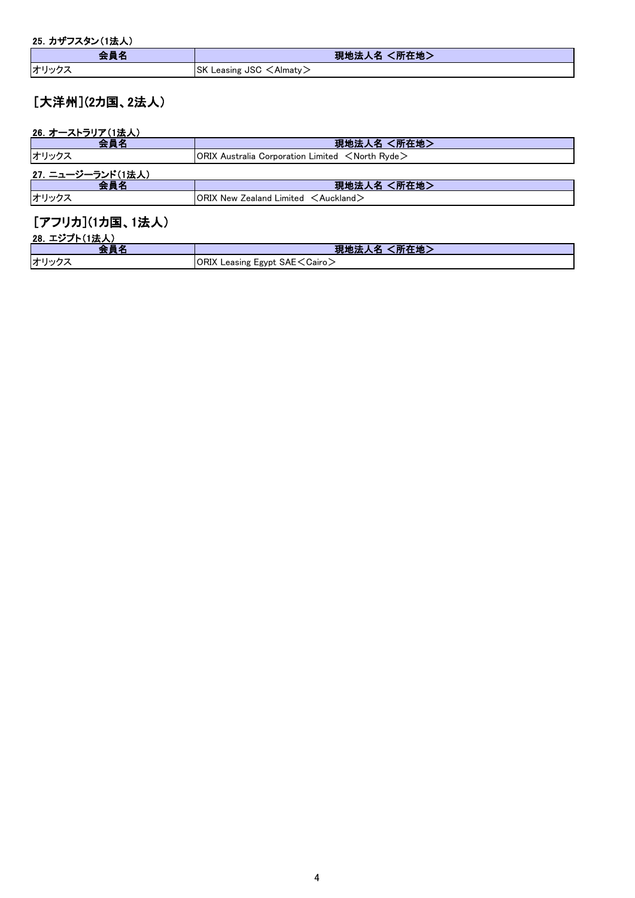#### 25. カザフスタン（1法人）

| 会員名 | 現地法人名 ＜所在地＞ |
|---|---|
| オリックス | SK Leasing JSC ＜Almaty＞ |

## ［大洋州］(2カ国、2法人）

#### 26. オーストラリア（1法人）

| 会員名 | 現地法人名 ＜所在地＞ |
|---|---|
| オリックス | ORIX Australia Corporation Limited ＜North Ryde＞ |

#### 27. ニュージーランド（1法人）

| 会員名 | 現地法人名 ＜所在地＞ |
|---|---|
| オリックス | ORIX New Zealand Limited ＜Auckland＞ |

## ［アフリカ］(1カ国、1法人）

#### 28. エジプト（1法人）

| 会員名 | 現地法人名 ＜所在地＞ |
|---|---|
| オリックス | ORIX Leasing Egypt SAE＜Cairo＞ |